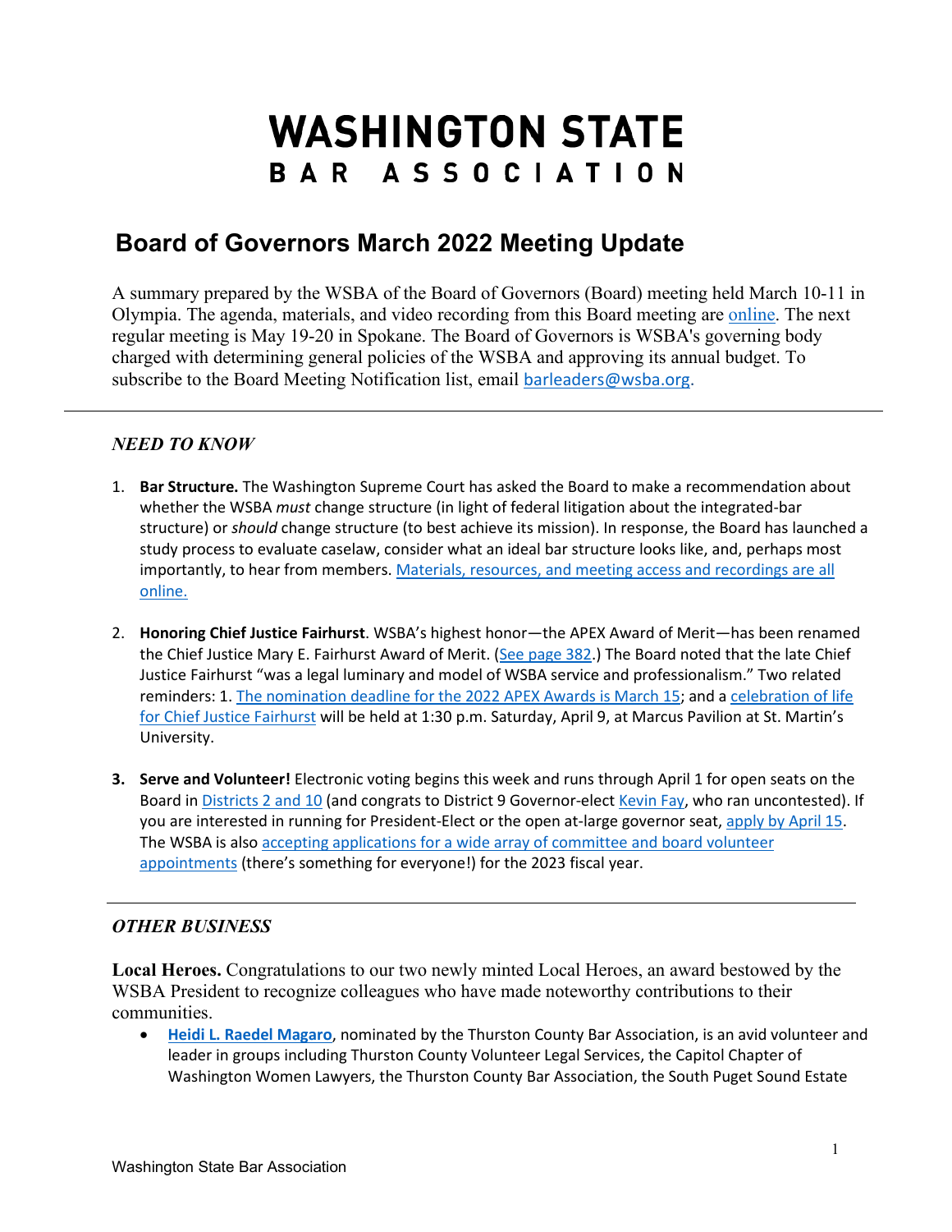# WASHINGTON STATE
## BAR ASSOCIATION

## Board of Governors March 2022 Meeting Update

A summary prepared by the WSBA of the Board of Governors (Board) meeting held March 10-11 in Olympia. The agenda, materials, and video recording from this Board meeting are online. The next regular meeting is May 19-20 in Spokane. The Board of Governors is WSBA's governing body charged with determining general policies of the WSBA and approving its annual budget. To subscribe to the Board Meeting Notification list, email barleaders@wsba.org.

---

### *NEED TO KNOW*

1. **Bar Structure.** The Washington Supreme Court has asked the Board to make a recommendation about whether the WSBA *must* change structure (in light of federal litigation about the integrated-bar structure) or *should* change structure (to best achieve its mission). In response, the Board has launched a study process to evaluate caselaw, consider what an ideal bar structure looks like, and, perhaps most importantly, to hear from members. Materials, resources, and meeting access and recordings are all online.

2. **Honoring Chief Justice Fairhurst**. WSBA's highest honor—the APEX Award of Merit—has been renamed the Chief Justice Mary E. Fairhurst Award of Merit. (See page 382.) The Board noted that the late Chief Justice Fairhurst "was a legal luminary and model of WSBA service and professionalism." Two related reminders: 1. The nomination deadline for the 2022 APEX Awards is March 15; and a celebration of life for Chief Justice Fairhurst will be held at 1:30 p.m. Saturday, April 9, at Marcus Pavilion at St. Martin's University.

3. **Serve and Volunteer!** Electronic voting begins this week and runs through April 1 for open seats on the Board in Districts 2 and 10 (and congrats to District 9 Governor-elect Kevin Fay, who ran uncontested). If you are interested in running for President-Elect or the open at-large governor seat, apply by April 15. The WSBA is also accepting applications for a wide array of committee and board volunteer appointments (there's something for everyone!) for the 2023 fiscal year.

---

### *OTHER BUSINESS*

**Local Heroes.** Congratulations to our two newly minted Local Heroes, an award bestowed by the WSBA President to recognize colleagues who have made noteworthy contributions to their communities.

- **Heidi L. Raedel Magaro**, nominated by the Thurston County Bar Association, is an avid volunteer and leader in groups including Thurston County Volunteer Legal Services, the Capitol Chapter of Washington Women Lawyers, the Thurston County Bar Association, the South Puget Sound Estate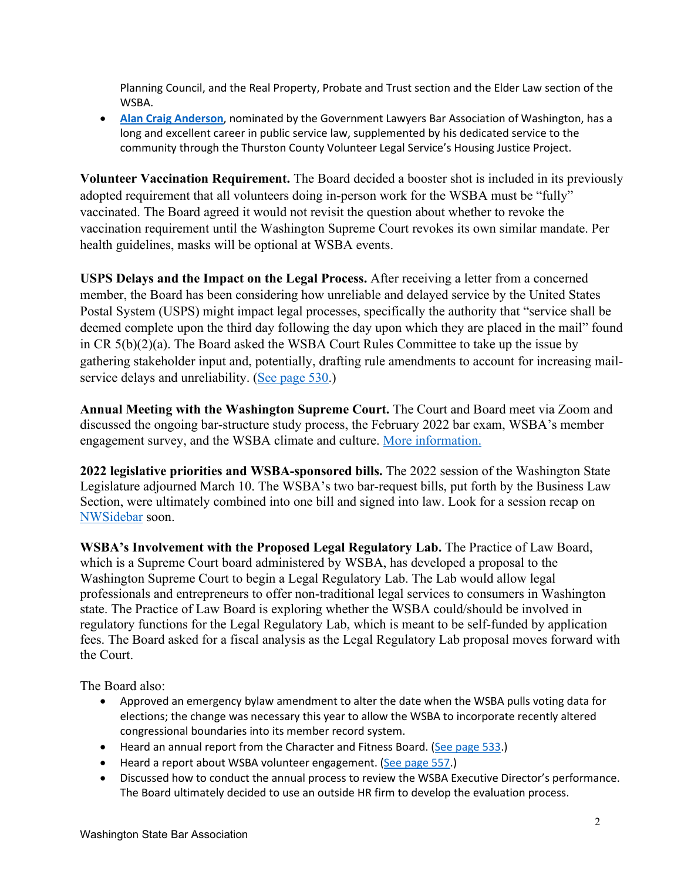Planning Council, and the Real Property, Probate and Trust section and the Elder Law section of the WSBA.

- **Alan Craig Anderson**, nominated by the Government Lawyers Bar Association of Washington, has a long and excellent career in public service law, supplemented by his dedicated service to the community through the Thurston County Volunteer Legal Service's Housing Justice Project.

**Volunteer Vaccination Requirement.** The Board decided a booster shot is included in its previously adopted requirement that all volunteers doing in-person work for the WSBA must be "fully" vaccinated. The Board agreed it would not revisit the question about whether to revoke the vaccination requirement until the Washington Supreme Court revokes its own similar mandate. Per health guidelines, masks will be optional at WSBA events.

**USPS Delays and the Impact on the Legal Process.** After receiving a letter from a concerned member, the Board has been considering how unreliable and delayed service by the United States Postal System (USPS) might impact legal processes, specifically the authority that "service shall be deemed complete upon the third day following the day upon which they are placed in the mail" found in CR 5(b)(2)(a). The Board asked the WSBA Court Rules Committee to take up the issue by gathering stakeholder input and, potentially, drafting rule amendments to account for increasing mail-service delays and unreliability. (See page 530.)

**Annual Meeting with the Washington Supreme Court.** The Court and Board meet via Zoom and discussed the ongoing bar-structure study process, the February 2022 bar exam, WSBA's member engagement survey, and the WSBA climate and culture. More information.

**2022 legislative priorities and WSBA-sponsored bills.** The 2022 session of the Washington State Legislature adjourned March 10. The WSBA's two bar-request bills, put forth by the Business Law Section, were ultimately combined into one bill and signed into law. Look for a session recap on NWSidebar soon.

**WSBA's Involvement with the Proposed Legal Regulatory Lab.** The Practice of Law Board, which is a Supreme Court board administered by WSBA, has developed a proposal to the Washington Supreme Court to begin a Legal Regulatory Lab. The Lab would allow legal professionals and entrepreneurs to offer non-traditional legal services to consumers in Washington state. The Practice of Law Board is exploring whether the WSBA could/should be involved in regulatory functions for the Legal Regulatory Lab, which is meant to be self-funded by application fees. The Board asked for a fiscal analysis as the Legal Regulatory Lab proposal moves forward with the Court.

The Board also:

- Approved an emergency bylaw amendment to alter the date when the WSBA pulls voting data for elections; the change was necessary this year to allow the WSBA to incorporate recently altered congressional boundaries into its member record system.
- Heard an annual report from the Character and Fitness Board. (See page 533.)
- Heard a report about WSBA volunteer engagement. (See page 557.)
- Discussed how to conduct the annual process to review the WSBA Executive Director's performance. The Board ultimately decided to use an outside HR firm to develop the evaluation process.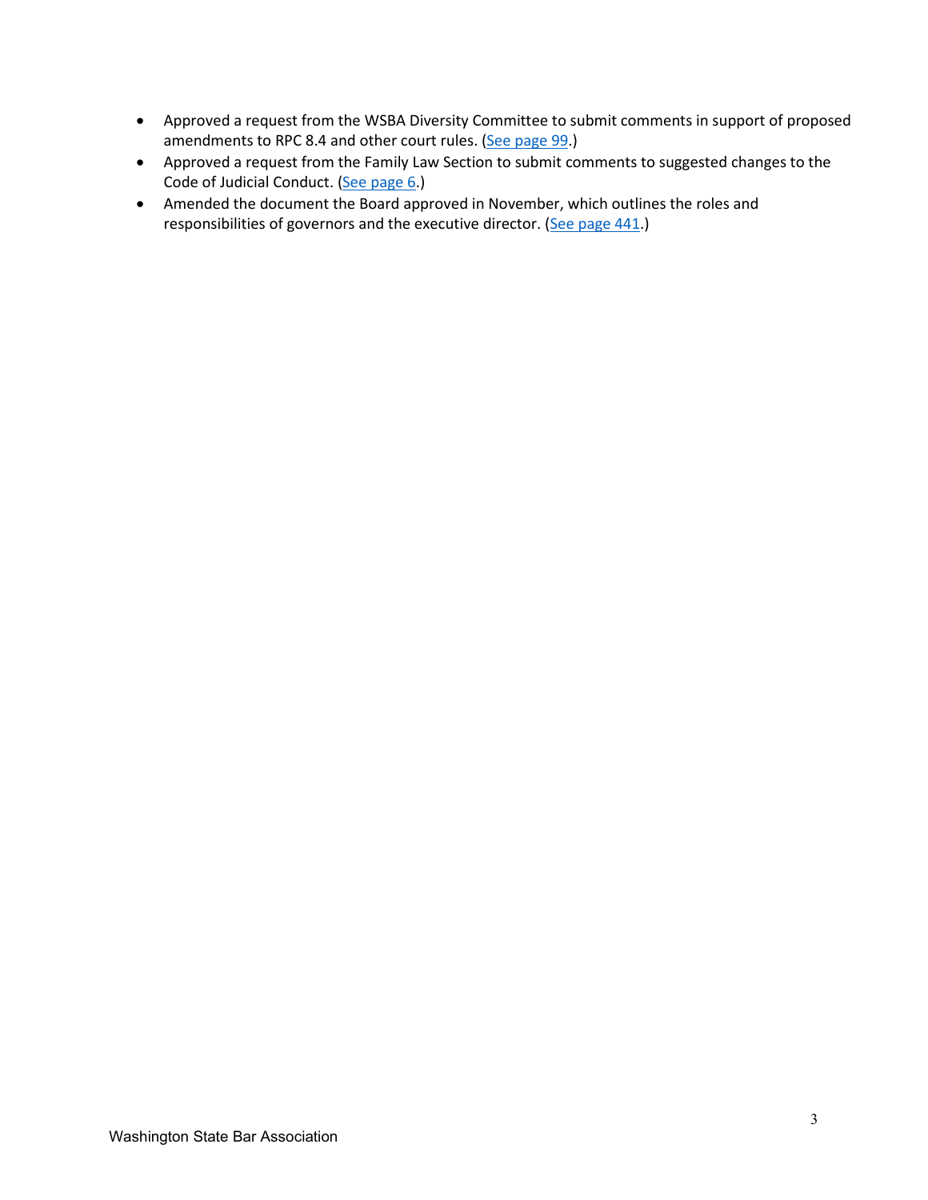- Approved a request from the WSBA Diversity Committee to submit comments in support of proposed amendments to RPC 8.4 and other court rules. (See page 99.)
- Approved a request from the Family Law Section to submit comments to suggested changes to the Code of Judicial Conduct. (See page 6.)
- Amended the document the Board approved in November, which outlines the roles and responsibilities of governors and the executive director. (See page 441.)